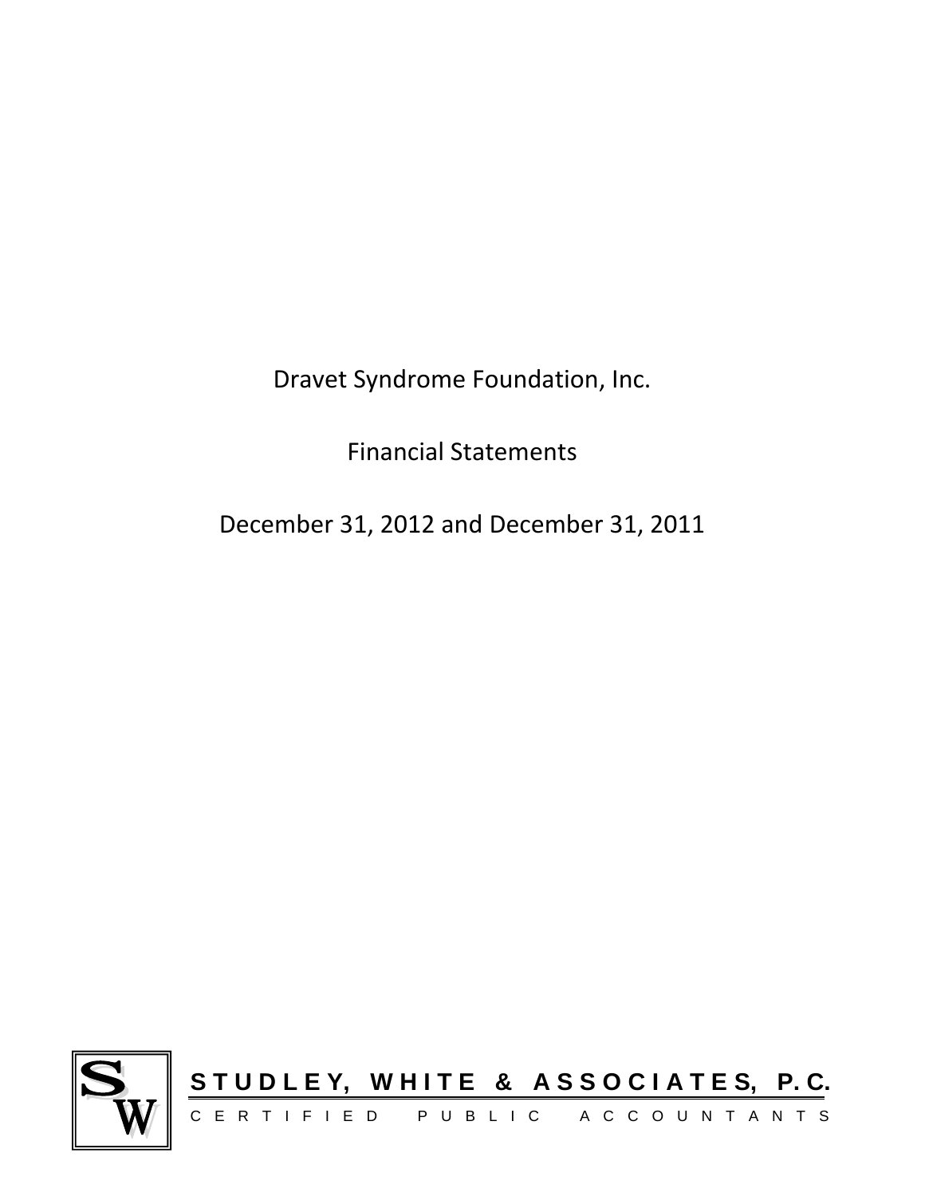# Dravet Syndrome Foundation, Inc.

## Financial Statements

## December 31, 2012 and December 31, 2011

**STUDLEY, WHITE & ASSOCIATES, P.C.**

CERTIFIED PUBLIC ACCOUNTANTS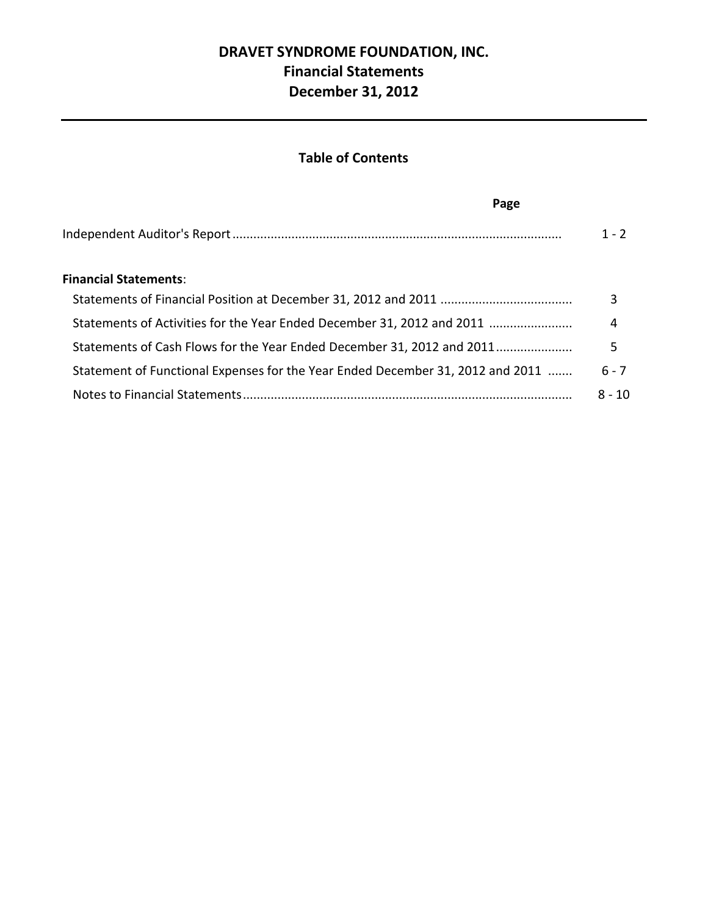# DRAVET SYNDROME FOUNDATION, INC.
## Financial Statements
## December 31, 2012

---

### Table of Contents

| | Page |
|---|---|
| Independent Auditor's Report | 1 - 2 |
| **Financial Statements**: | |
| Statements of Financial Position at December 31, 2012 and 2011 | 3 |
| Statements of Activities for the Year Ended December 31, 2012 and 2011 | 4 |
| Statements of Cash Flows for the Year Ended December 31, 2012 and 2011 | 5 |
| Statement of Functional Expenses for the Year Ended December 31, 2012 and 2011 | 6 - 7 |
| Notes to Financial Statements | 8 - 10 |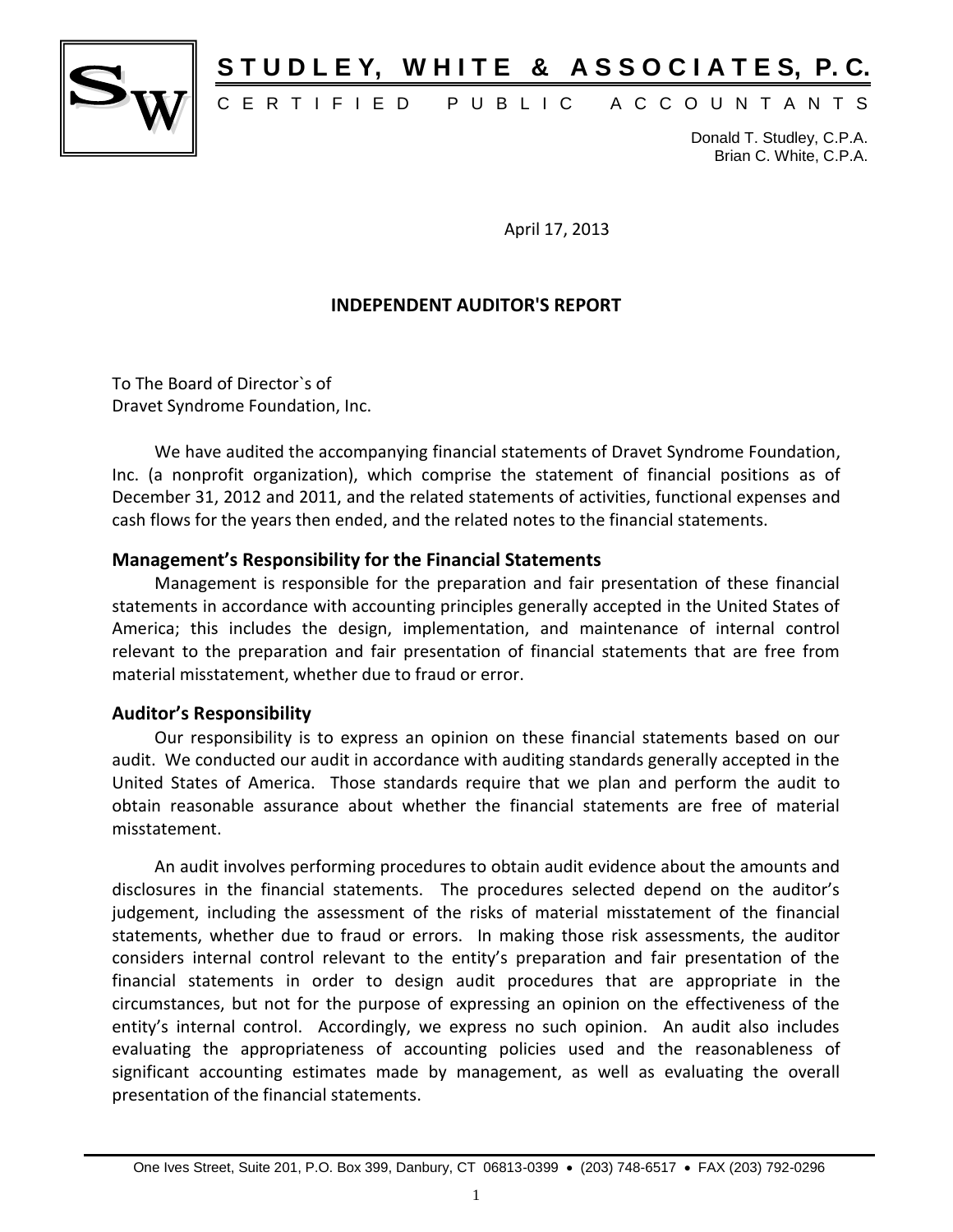**STUDLEY, WHITE & ASSOCIATES, P.C.**

CERTIFIED PUBLIC ACCOUNTANTS

Donald T. Studley, C.P.A.
Brian C. White, C.P.A.

April 17, 2013

## INDEPENDENT AUDITOR'S REPORT

To The Board of Director`s of
Dravet Syndrome Foundation, Inc.

We have audited the accompanying financial statements of Dravet Syndrome Foundation, Inc. (a nonprofit organization), which comprise the statement of financial positions as of December 31, 2012 and 2011, and the related statements of activities, functional expenses and cash flows for the years then ended, and the related notes to the financial statements.

### Management's Responsibility for the Financial Statements

Management is responsible for the preparation and fair presentation of these financial statements in accordance with accounting principles generally accepted in the United States of America; this includes the design, implementation, and maintenance of internal control relevant to the preparation and fair presentation of financial statements that are free from material misstatement, whether due to fraud or error.

### Auditor's Responsibility

Our responsibility is to express an opinion on these financial statements based on our audit. We conducted our audit in accordance with auditing standards generally accepted in the United States of America. Those standards require that we plan and perform the audit to obtain reasonable assurance about whether the financial statements are free of material misstatement.

An audit involves performing procedures to obtain audit evidence about the amounts and disclosures in the financial statements. The procedures selected depend on the auditor's judgement, including the assessment of the risks of material misstatement of the financial statements, whether due to fraud or errors. In making those risk assessments, the auditor considers internal control relevant to the entity's preparation and fair presentation of the financial statements in order to design audit procedures that are appropriate in the circumstances, but not for the purpose of expressing an opinion on the effectiveness of the entity's internal control. Accordingly, we express no such opinion. An audit also includes evaluating the appropriateness of accounting policies used and the reasonableness of significant accounting estimates made by management, as well as evaluating the overall presentation of the financial statements.

One Ives Street, Suite 201, P.O. Box 399, Danbury, CT 06813-0399 • (203) 748-6517 • FAX (203) 792-0296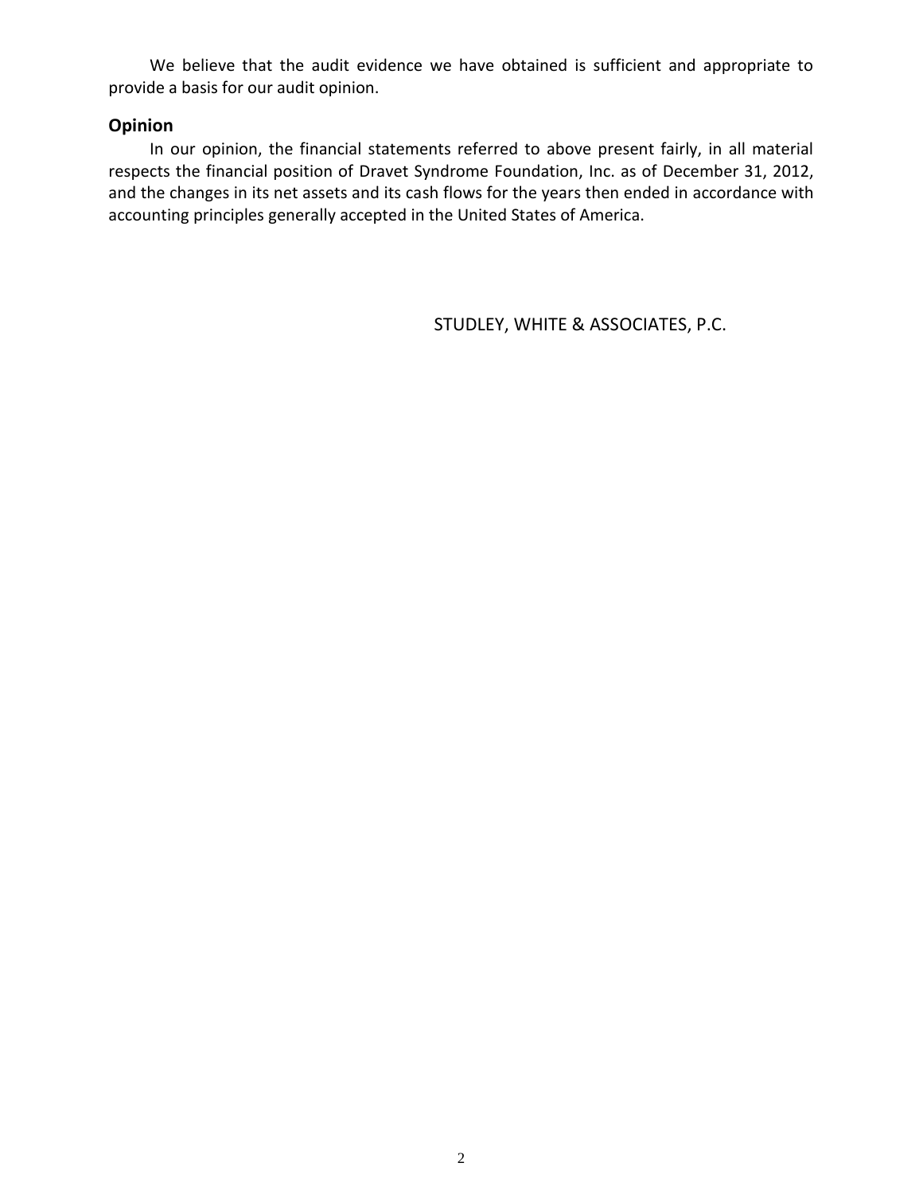We believe that the audit evidence we have obtained is sufficient and appropriate to provide a basis for our audit opinion.

## Opinion

In our opinion, the financial statements referred to above present fairly, in all material respects the financial position of Dravet Syndrome Foundation, Inc. as of December 31, 2012, and the changes in its net assets and its cash flows for the years then ended in accordance with accounting principles generally accepted in the United States of America.

STUDLEY, WHITE & ASSOCIATES, P.C.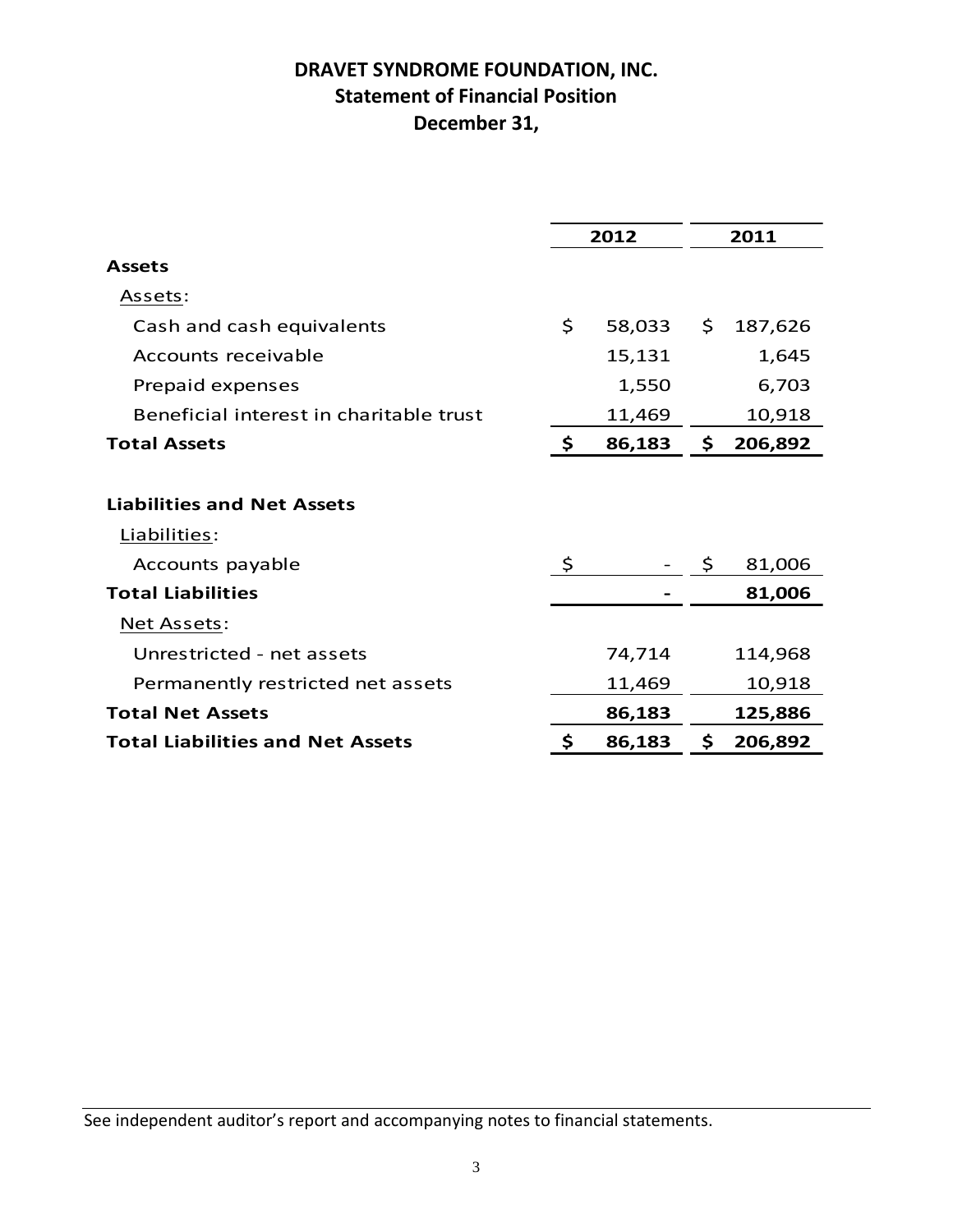# DRAVET SYNDROME FOUNDATION, INC.
## Statement of Financial Position
### December 31,

| | 2012 | 2011 |
|---|---|---|
| **Assets** | | |
| Assets: | | |
| Cash and cash equivalents | $ 58,033 | $ 187,626 |
| Accounts receivable | 15,131 | 1,645 |
| Prepaid expenses | 1,550 | 6,703 |
| Beneficial interest in charitable trust | 11,469 | 10,918 |
| **Total Assets** | **$ 86,183** | **$ 206,892** |
| | | |
| **Liabilities and Net Assets** | | |
| Liabilities: | | |
| Accounts payable | $ - | $ 81,006 |
| **Total Liabilities** | **-** | **81,006** |
| Net Assets: | | |
| Unrestricted - net assets | 74,714 | 114,968 |
| Permanently restricted net assets | 11,469 | 10,918 |
| **Total Net Assets** | **86,183** | **125,886** |
| **Total Liabilities and Net Assets** | **$ 86,183** | **$ 206,892** |

See independent auditor's report and accompanying notes to financial statements.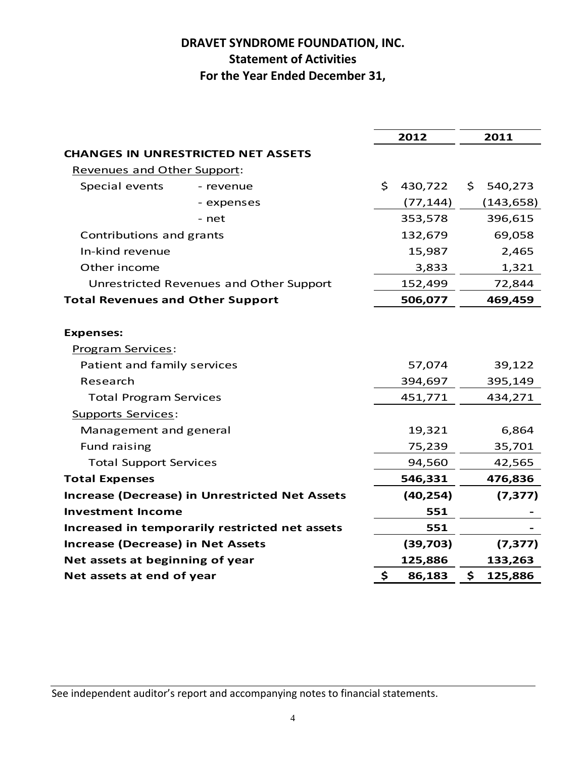# DRAVET SYNDROME FOUNDATION, INC.
## Statement of Activities
## For the Year Ended December 31,

| | | 2012 | 2011 |
|---|---|---|---|
| **CHANGES IN UNRESTRICTED NET ASSETS** | | | |
| Revenues and Other Support: | | | |
| Special events | - revenue | $ 430,722 | $ 540,273 |
| | - expenses | (77,144) | (143,658) |
| | - net | 353,578 | 396,615 |
| Contributions and grants | | 132,679 | 69,058 |
| In-kind revenue | | 15,987 | 2,465 |
| Other income | | 3,833 | 1,321 |
| Unrestricted Revenues and Other Support | | 152,499 | 72,844 |
| **Total Revenues and Other Support** | | **506,077** | **469,459** |
| | | | |
| **Expenses:** | | | |
| Program Services: | | | |
| Patient and family services | | 57,074 | 39,122 |
| Research | | 394,697 | 395,149 |
| Total Program Services | | 451,771 | 434,271 |
| Supports Services: | | | |
| Management and general | | 19,321 | 6,864 |
| Fund raising | | 75,239 | 35,701 |
| Total Support Services | | 94,560 | 42,565 |
| **Total Expenses** | | **546,331** | **476,836** |
| **Increase (Decrease) in Unrestricted Net Assets** | | **(40,254)** | **(7,377)** |
| **Investment Income** | | **551** | **-** |
| **Increased in temporarily restricted net assets** | | **551** | **-** |
| **Increase (Decrease) in Net Assets** | | **(39,703)** | **(7,377)** |
| **Net assets at beginning of year** | | **125,886** | **133,263** |
| **Net assets at end of year** | | **$ 86,183** | **$ 125,886** |

See independent auditor's report and accompanying notes to financial statements.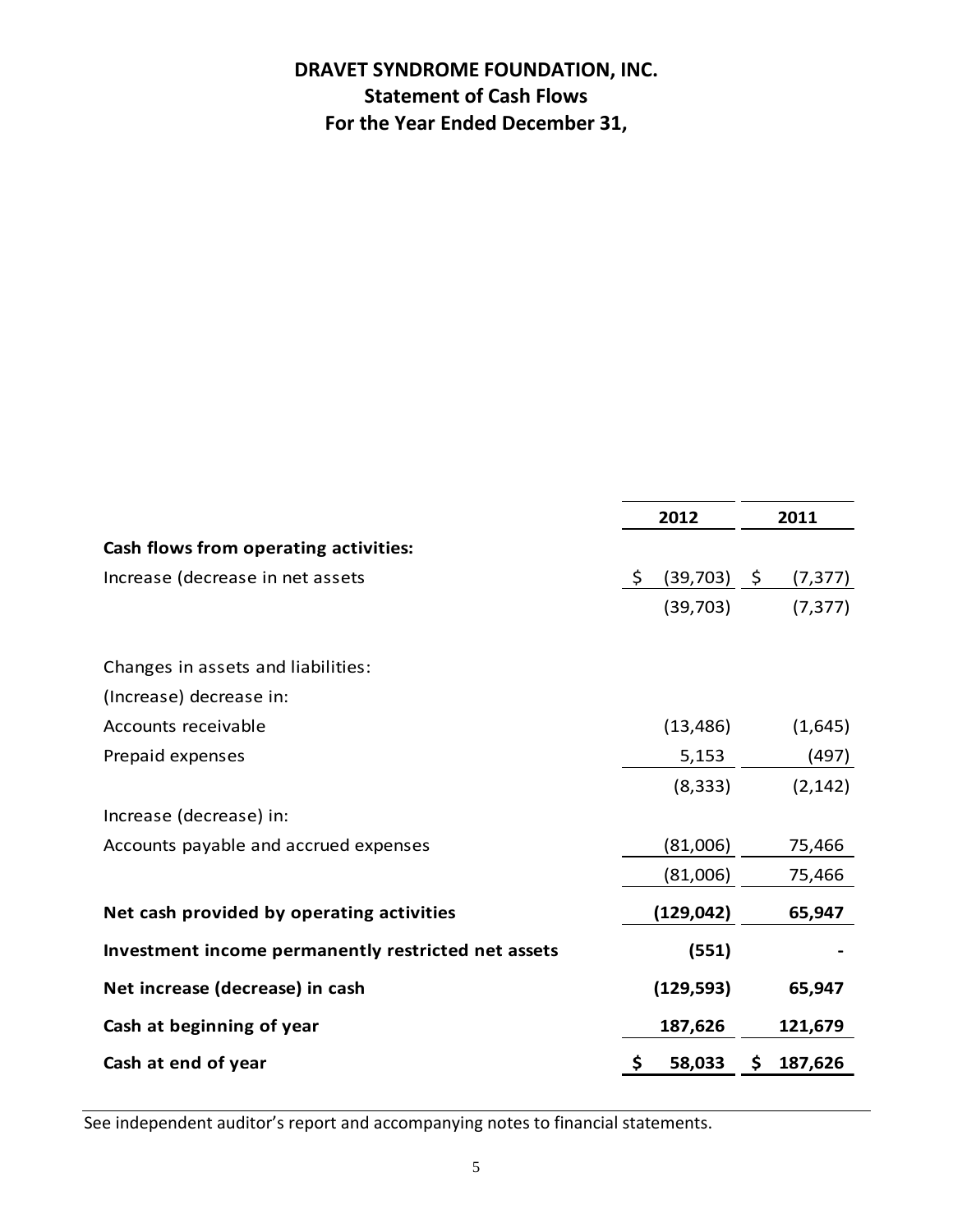# DRAVET SYNDROME FOUNDATION, INC.
## Statement of Cash Flows
## For the Year Ended December 31,

| | 2012 | 2011 |
|---|---|---|
| **Cash flows from operating activities:** | | |
| Increase (decrease in net assets | $ (39,703) | $ (7,377) |
| | (39,703) | (7,377) |
| | | |
| Changes in assets and liabilities: | | |
| (Increase) decrease in: | | |
| Accounts receivable | (13,486) | (1,645) |
| Prepaid expenses | 5,153 | (497) |
| | (8,333) | (2,142) |
| Increase (decrease) in: | | |
| Accounts payable and accrued expenses | (81,006) | 75,466 |
| | (81,006) | 75,466 |
| **Net cash provided by operating activities** | **(129,042)** | **65,947** |
| **Investment income permanently restricted net assets** | **(551)** | **-** |
| **Net increase (decrease) in cash** | **(129,593)** | **65,947** |
| **Cash at beginning of year** | **187,626** | **121,679** |
| **Cash at end of year** | **$ 58,033** | **$ 187,626** |

See independent auditor's report and accompanying notes to financial statements.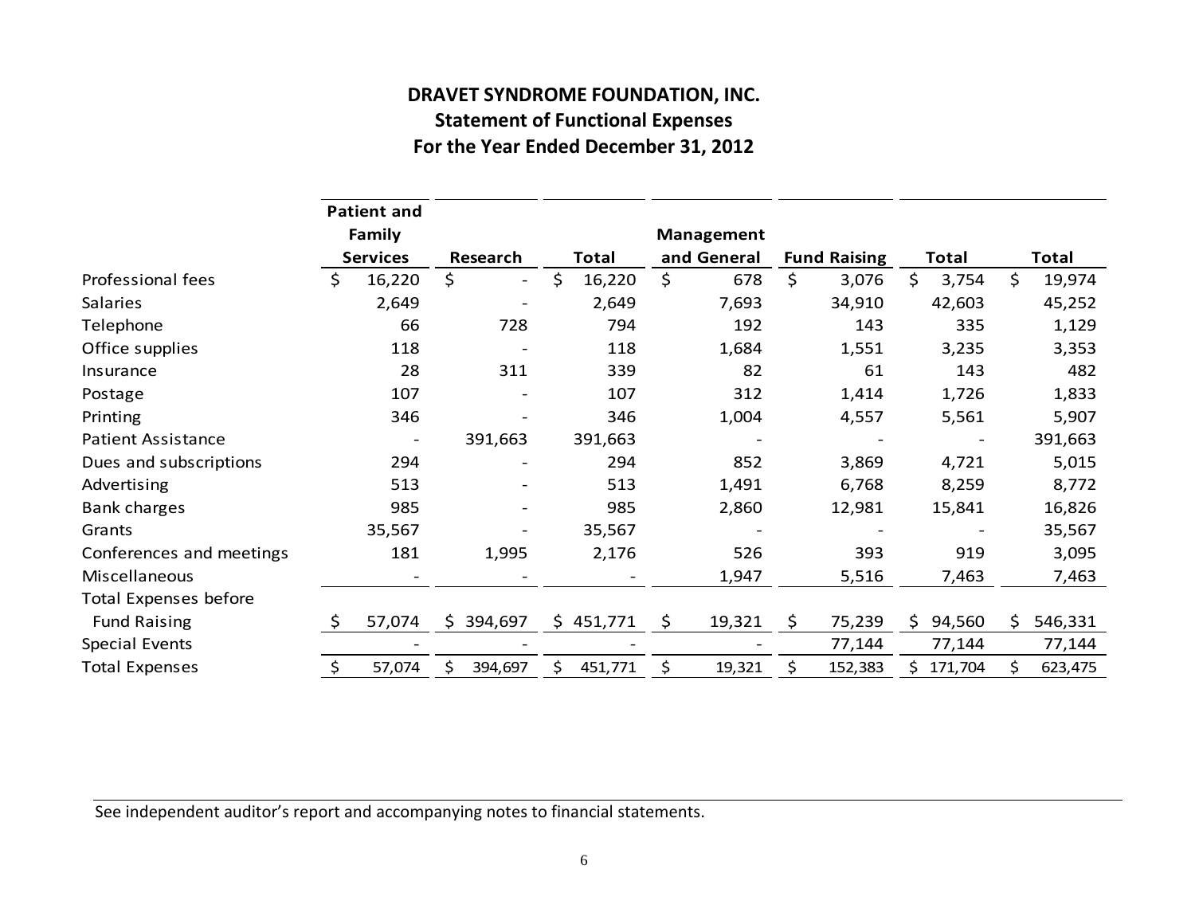# DRAVET SYNDROME FOUNDATION, INC.

## Statement of Functional Expenses

## For the Year Ended December 31, 2012

| | Patient and Family Services | Research | Total | Management and General | Fund Raising | Total | Total |
|---|---|---|---|---|---|---|---|
| Professional fees | $ 16,220 | $ - | $ 16,220 | $ 678 | $ 3,076 | $ 3,754 | $ 19,974 |
| Salaries | 2,649 | - | 2,649 | 7,693 | 34,910 | 42,603 | 45,252 |
| Telephone | 66 | 728 | 794 | 192 | 143 | 335 | 1,129 |
| Office supplies | 118 | - | 118 | 1,684 | 1,551 | 3,235 | 3,353 |
| Insurance | 28 | 311 | 339 | 82 | 61 | 143 | 482 |
| Postage | 107 | - | 107 | 312 | 1,414 | 1,726 | 1,833 |
| Printing | 346 | - | 346 | 1,004 | 4,557 | 5,561 | 5,907 |
| Patient Assistance | - | 391,663 | 391,663 | - | - | - | 391,663 |
| Dues and subscriptions | 294 | - | 294 | 852 | 3,869 | 4,721 | 5,015 |
| Advertising | 513 | - | 513 | 1,491 | 6,768 | 8,259 | 8,772 |
| Bank charges | 985 | - | 985 | 2,860 | 12,981 | 15,841 | 16,826 |
| Grants | 35,567 | - | 35,567 | - | - | - | 35,567 |
| Conferences and meetings | 181 | 1,995 | 2,176 | 526 | 393 | 919 | 3,095 |
| Miscellaneous | - | - | - | 1,947 | 5,516 | 7,463 | 7,463 |
| Total Expenses before Fund Raising | $ 57,074 | $ 394,697 | $ 451,771 | $ 19,321 | $ 75,239 | $ 94,560 | $ 546,331 |
| Special Events | - | - | - | - | 77,144 | 77,144 | 77,144 |
| Total Expenses | $ 57,074 | $ 394,697 | $ 451,771 | $ 19,321 | $ 152,383 | $ 171,704 | $ 623,475 |

See independent auditor's report and accompanying notes to financial statements.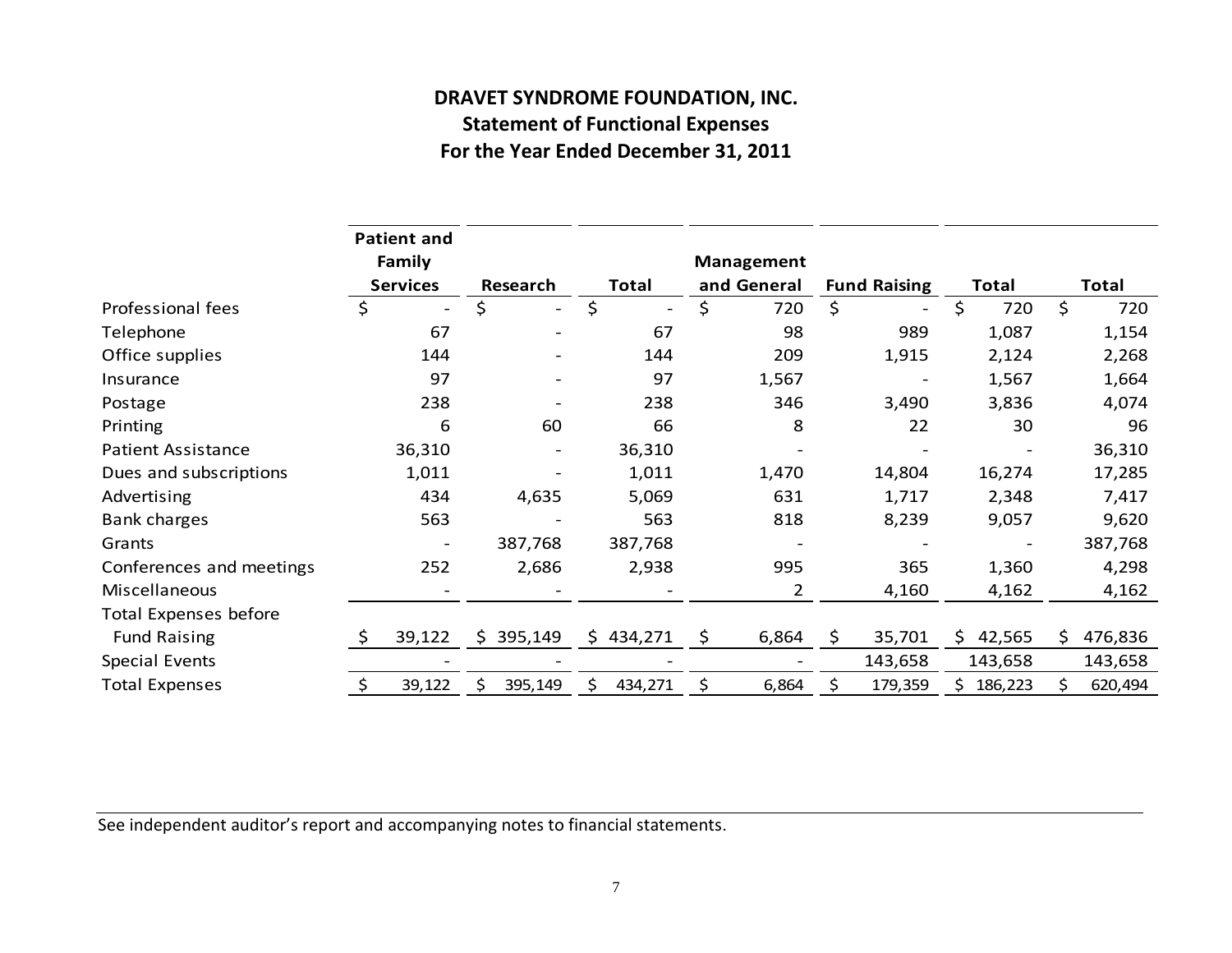# DRAVET SYNDROME FOUNDATION, INC.

## Statement of Functional Expenses

### For the Year Ended December 31, 2011

| | Patient and Family Services | Research | Total | Management and General | Fund Raising | Total | Total |
|---|---|---|---|---|---|---|---|
| Professional fees | $ - | $ - | $ - | $ 720 | $ - | $ 720 | $ 720 |
| Telephone | 67 | - | 67 | 98 | 989 | 1,087 | 1,154 |
| Office supplies | 144 | - | 144 | 209 | 1,915 | 2,124 | 2,268 |
| Insurance | 97 | - | 97 | 1,567 | - | 1,567 | 1,664 |
| Postage | 238 | - | 238 | 346 | 3,490 | 3,836 | 4,074 |
| Printing | 6 | 60 | 66 | 8 | 22 | 30 | 96 |
| Patient Assistance | 36,310 | - | 36,310 | - | - | - | 36,310 |
| Dues and subscriptions | 1,011 | - | 1,011 | 1,470 | 14,804 | 16,274 | 17,285 |
| Advertising | 434 | 4,635 | 5,069 | 631 | 1,717 | 2,348 | 7,417 |
| Bank charges | 563 | - | 563 | 818 | 8,239 | 9,057 | 9,620 |
| Grants | - | 387,768 | 387,768 | - | - | - | 387,768 |
| Conferences and meetings | 252 | 2,686 | 2,938 | 995 | 365 | 1,360 | 4,298 |
| Miscellaneous | - | - | - | 2 | 4,160 | 4,162 | 4,162 |
| Total Expenses before Fund Raising | $ 39,122 | $ 395,149 | $ 434,271 | $ 6,864 | $ 35,701 | $ 42,565 | $ 476,836 |
| Special Events | - | - | - | - | 143,658 | 143,658 | 143,658 |
| Total Expenses | $ 39,122 | $ 395,149 | $ 434,271 | $ 6,864 | $ 179,359 | $ 186,223 | $ 620,494 |

See independent auditor's report and accompanying notes to financial statements.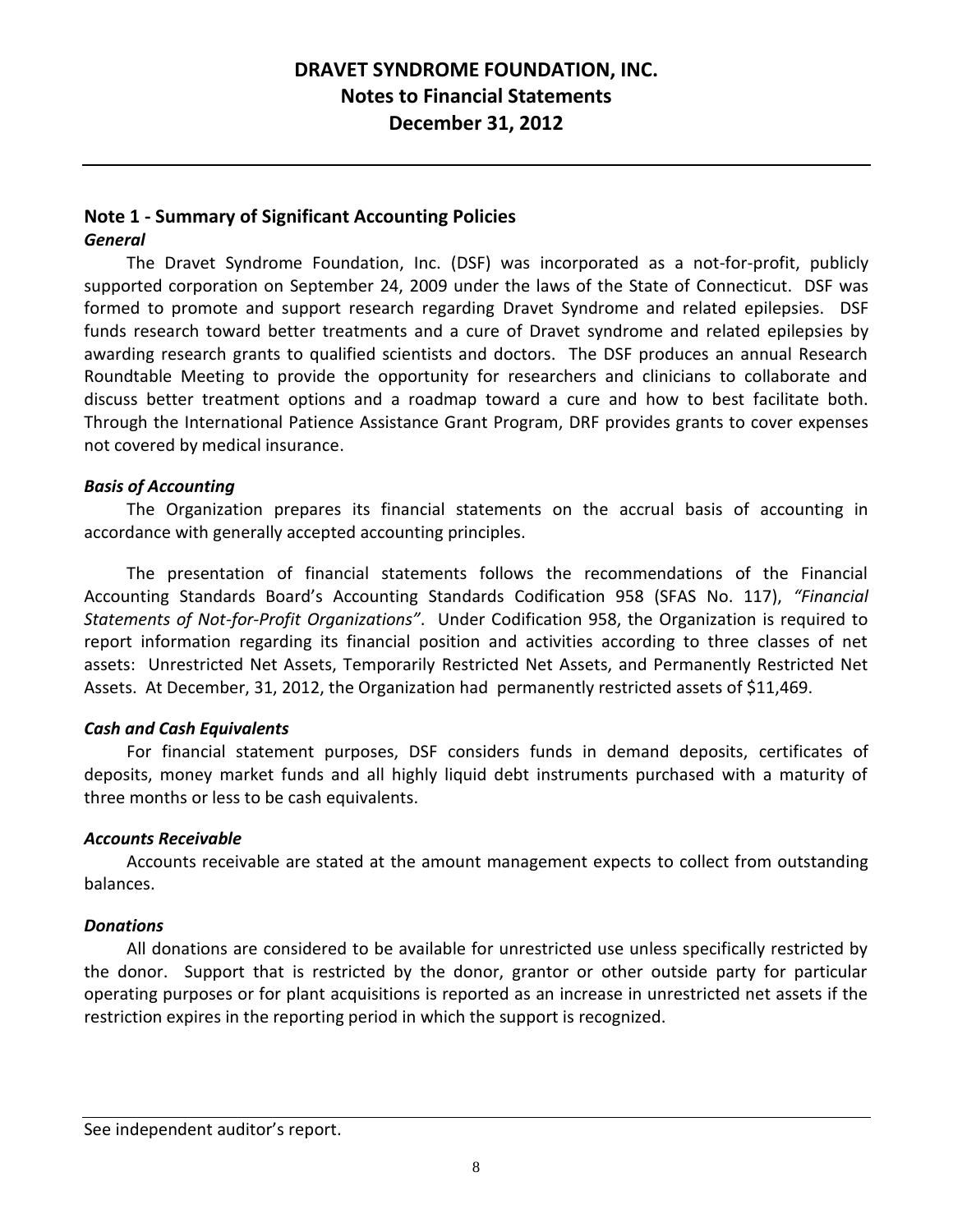# DRAVET SYNDROME FOUNDATION, INC.
## Notes to Financial Statements
## December 31, 2012

### Note 1 - Summary of Significant Accounting Policies

***General***

The Dravet Syndrome Foundation, Inc. (DSF) was incorporated as a not-for-profit, publicly supported corporation on September 24, 2009 under the laws of the State of Connecticut. DSF was formed to promote and support research regarding Dravet Syndrome and related epilepsies. DSF funds research toward better treatments and a cure of Dravet syndrome and related epilepsies by awarding research grants to qualified scientists and doctors. The DSF produces an annual Research Roundtable Meeting to provide the opportunity for researchers and clinicians to collaborate and discuss better treatment options and a roadmap toward a cure and how to best facilitate both. Through the International Patience Assistance Grant Program, DRF provides grants to cover expenses not covered by medical insurance.

***Basis of Accounting***

The Organization prepares its financial statements on the accrual basis of accounting in accordance with generally accepted accounting principles.

The presentation of financial statements follows the recommendations of the Financial Accounting Standards Board's Accounting Standards Codification 958 (SFAS No. 117), *"Financial Statements of Not-for-Profit Organizations"*. Under Codification 958, the Organization is required to report information regarding its financial position and activities according to three classes of net assets: Unrestricted Net Assets, Temporarily Restricted Net Assets, and Permanently Restricted Net Assets. At December, 31, 2012, the Organization had permanently restricted assets of $11,469.

***Cash and Cash Equivalents***

For financial statement purposes, DSF considers funds in demand deposits, certificates of deposits, money market funds and all highly liquid debt instruments purchased with a maturity of three months or less to be cash equivalents.

***Accounts Receivable***

Accounts receivable are stated at the amount management expects to collect from outstanding balances.

***Donations***

All donations are considered to be available for unrestricted use unless specifically restricted by the donor. Support that is restricted by the donor, grantor or other outside party for particular operating purposes or for plant acquisitions is reported as an increase in unrestricted net assets if the restriction expires in the reporting period in which the support is recognized.

See independent auditor's report.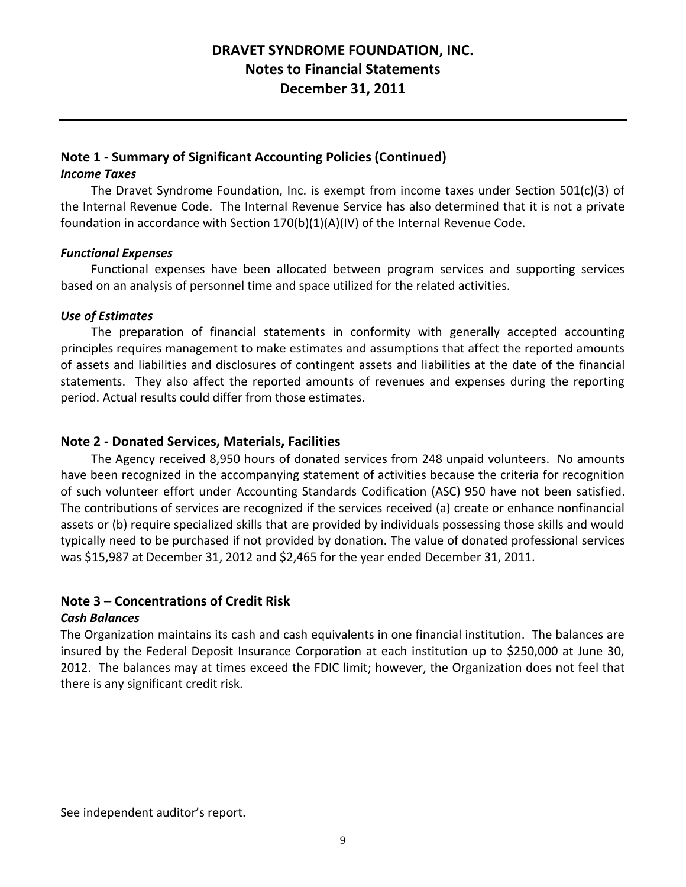# DRAVET SYNDROME FOUNDATION, INC.
## Notes to Financial Statements
## December 31, 2011

## Note 1 - Summary of Significant Accounting Policies (Continued)

***Income Taxes***

The Dravet Syndrome Foundation, Inc. is exempt from income taxes under Section 501(c)(3) of the Internal Revenue Code. The Internal Revenue Service has also determined that it is not a private foundation in accordance with Section 170(b)(1)(A)(IV) of the Internal Revenue Code.

***Functional Expenses***

Functional expenses have been allocated between program services and supporting services based on an analysis of personnel time and space utilized for the related activities.

***Use of Estimates***

The preparation of financial statements in conformity with generally accepted accounting principles requires management to make estimates and assumptions that affect the reported amounts of assets and liabilities and disclosures of contingent assets and liabilities at the date of the financial statements. They also affect the reported amounts of revenues and expenses during the reporting period. Actual results could differ from those estimates.

## Note 2 - Donated Services, Materials, Facilities

The Agency received 8,950 hours of donated services from 248 unpaid volunteers. No amounts have been recognized in the accompanying statement of activities because the criteria for recognition of such volunteer effort under Accounting Standards Codification (ASC) 950 have not been satisfied. The contributions of services are recognized if the services received (a) create or enhance nonfinancial assets or (b) require specialized skills that are provided by individuals possessing those skills and would typically need to be purchased if not provided by donation. The value of donated professional services was $15,987 at December 31, 2012 and $2,465 for the year ended December 31, 2011.

## Note 3 – Concentrations of Credit Risk

***Cash Balances***

The Organization maintains its cash and cash equivalents in one financial institution. The balances are insured by the Federal Deposit Insurance Corporation at each institution up to $250,000 at June 30, 2012. The balances may at times exceed the FDIC limit; however, the Organization does not feel that there is any significant credit risk.

See independent auditor's report.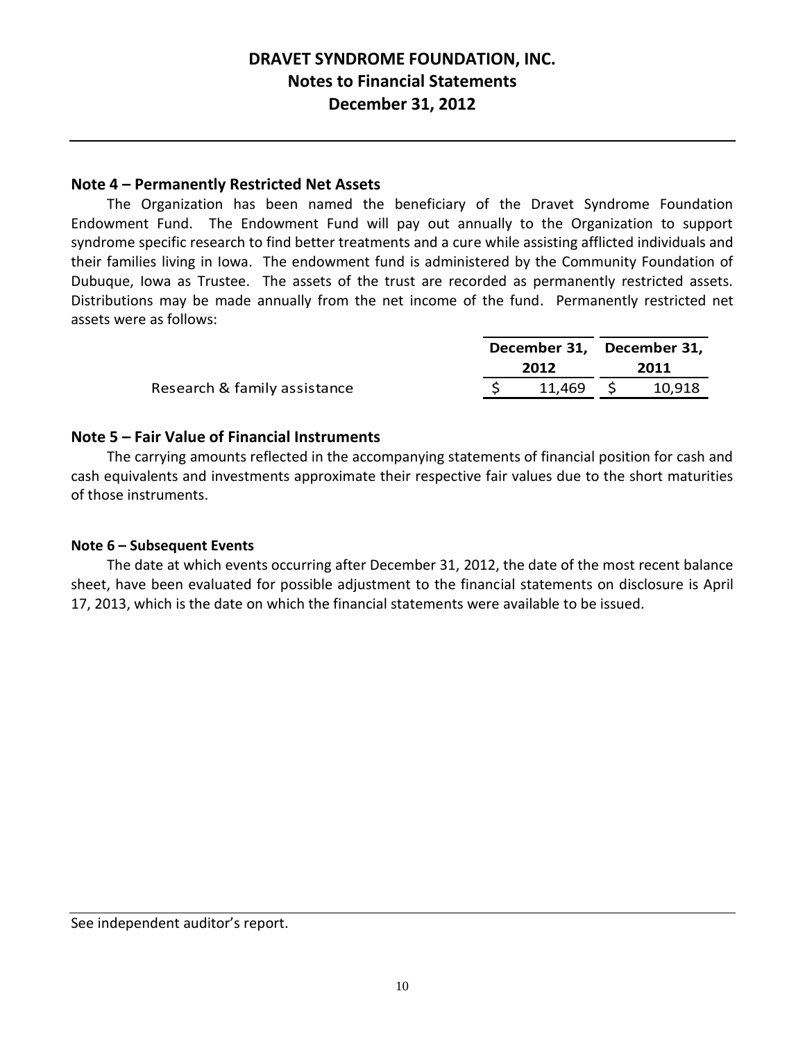# DRAVET SYNDROME FOUNDATION, INC.
## Notes to Financial Statements
## December 31, 2012

### Note 4 – Permanently Restricted Net Assets

The Organization has been named the beneficiary of the Dravet Syndrome Foundation Endowment Fund. The Endowment Fund will pay out annually to the Organization to support syndrome specific research to find better treatments and a cure while assisting afflicted individuals and their families living in Iowa. The endowment fund is administered by the Community Foundation of Dubuque, Iowa as Trustee. The assets of the trust are recorded as permanently restricted assets. Distributions may be made annually from the net income of the fund. Permanently restricted net assets were as follows:

| | December 31, 2012 | December 31, 2011 |
|---|---|---|
| Research & family assistance | $ 11,469 | $ 10,918 |

### Note 5 – Fair Value of Financial Instruments

The carrying amounts reflected in the accompanying statements of financial position for cash and cash equivalents and investments approximate their respective fair values due to the short maturities of those instruments.

### Note 6 – Subsequent Events

The date at which events occurring after December 31, 2012, the date of the most recent balance sheet, have been evaluated for possible adjustment to the financial statements on disclosure is April 17, 2013, which is the date on which the financial statements were available to be issued.

See independent auditor's report.